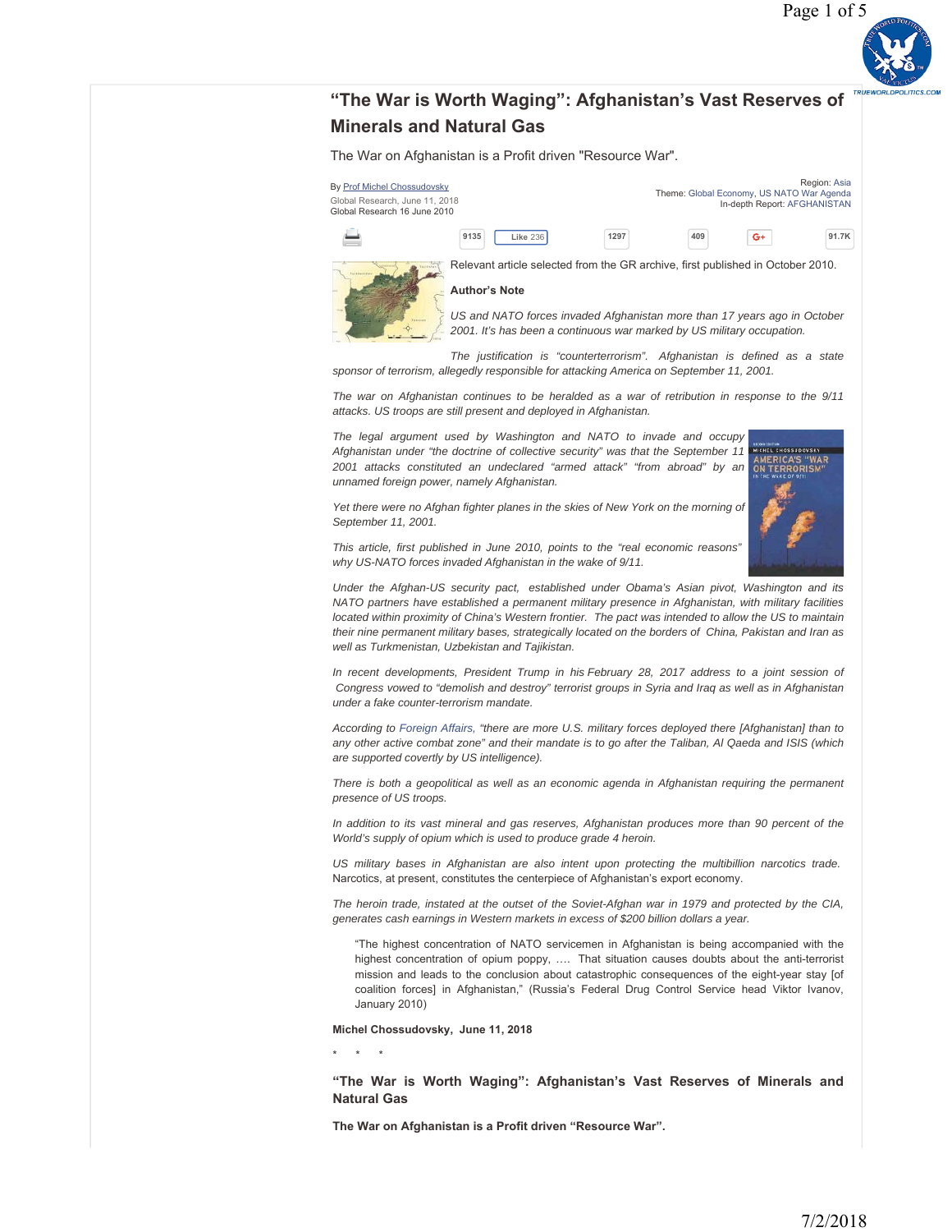# "The War is Worth Waging": Afghanistan's Vast Reserves of Minerals and Natural Gas

The War on Afghanistan is a Profit driven "Resource War".

By Prof Michel Chossudovsky
Global Research, June 11, 2018
Global Research 16 June 2010

Region: Asia
Theme: Global Economy, US NATO War Agenda
In-depth Report: AFGHANISTAN

Relevant article selected from the GR archive, first published in October 2010.

**Author's Note**

*US and NATO forces invaded Afghanistan more than 17 years ago in October 2001. It's has been a continuous war marked by US military occupation.*

*The justification is "counterterrorism". Afghanistan is defined as a state sponsor of terrorism, allegedly responsible for attacking America on September 11, 2001.*

*The war on Afghanistan continues to be heralded as a war of retribution in response to the 9/11 attacks. US troops are still present and deployed in Afghanistan.*

*The legal argument used by Washington and NATO to invade and occupy Afghanistan under "the doctrine of collective security" was that the September 11 2001 attacks constituted an undeclared "armed attack" "from abroad" by an unnamed foreign power, namely Afghanistan.*

*Yet there were no Afghan fighter planes in the skies of New York on the morning of September 11, 2001.*

*This article, first published in June 2010, points to the "real economic reasons" why US-NATO forces invaded Afghanistan in the wake of 9/11.*

*Under the Afghan-US security pact, established under Obama's Asian pivot, Washington and its NATO partners have established a permanent military presence in Afghanistan, with military facilities located within proximity of China's Western frontier. The pact was intended to allow the US to maintain their nine permanent military bases, strategically located on the borders of China, Pakistan and Iran as well as Turkmenistan, Uzbekistan and Tajikistan.*

*In recent developments, President Trump in his February 28, 2017 address to a joint session of Congress vowed to "demolish and destroy" terrorist groups in Syria and Iraq as well as in Afghanistan under a fake counter-terrorism mandate.*

*According to Foreign Affairs, "there are more U.S. military forces deployed there [Afghanistan] than to any other active combat zone" and their mandate is to go after the Taliban, Al Qaeda and ISIS (which are supported covertly by US intelligence).*

*There is both a geopolitical as well as an economic agenda in Afghanistan requiring the permanent presence of US troops.*

*In addition to its vast mineral and gas reserves, Afghanistan produces more than 90 percent of the World's supply of opium which is used to produce grade 4 heroin.*

*US military bases in Afghanistan are also intent upon protecting the multibillion narcotics trade.* Narcotics, at present, constitutes the centerpiece of Afghanistan's export economy.

*The heroin trade, instated at the outset of the Soviet-Afghan war in 1979 and protected by the CIA, generates cash earnings in Western markets in excess of $200 billion dollars a year.*

> "The highest concentration of NATO servicemen in Afghanistan is being accompanied with the highest concentration of opium poppy, …. That situation causes doubts about the anti-terrorist mission and leads to the conclusion about catastrophic consequences of the eight-year stay [of coalition forces] in Afghanistan," (Russia's Federal Drug Control Service head Viktor Ivanov, January 2010)

**Michel Chossudovsky, June 11, 2018**

\* \* \*

## "The War is Worth Waging": Afghanistan's Vast Reserves of Minerals and Natural Gas

**The War on Afghanistan is a Profit driven "Resource War".**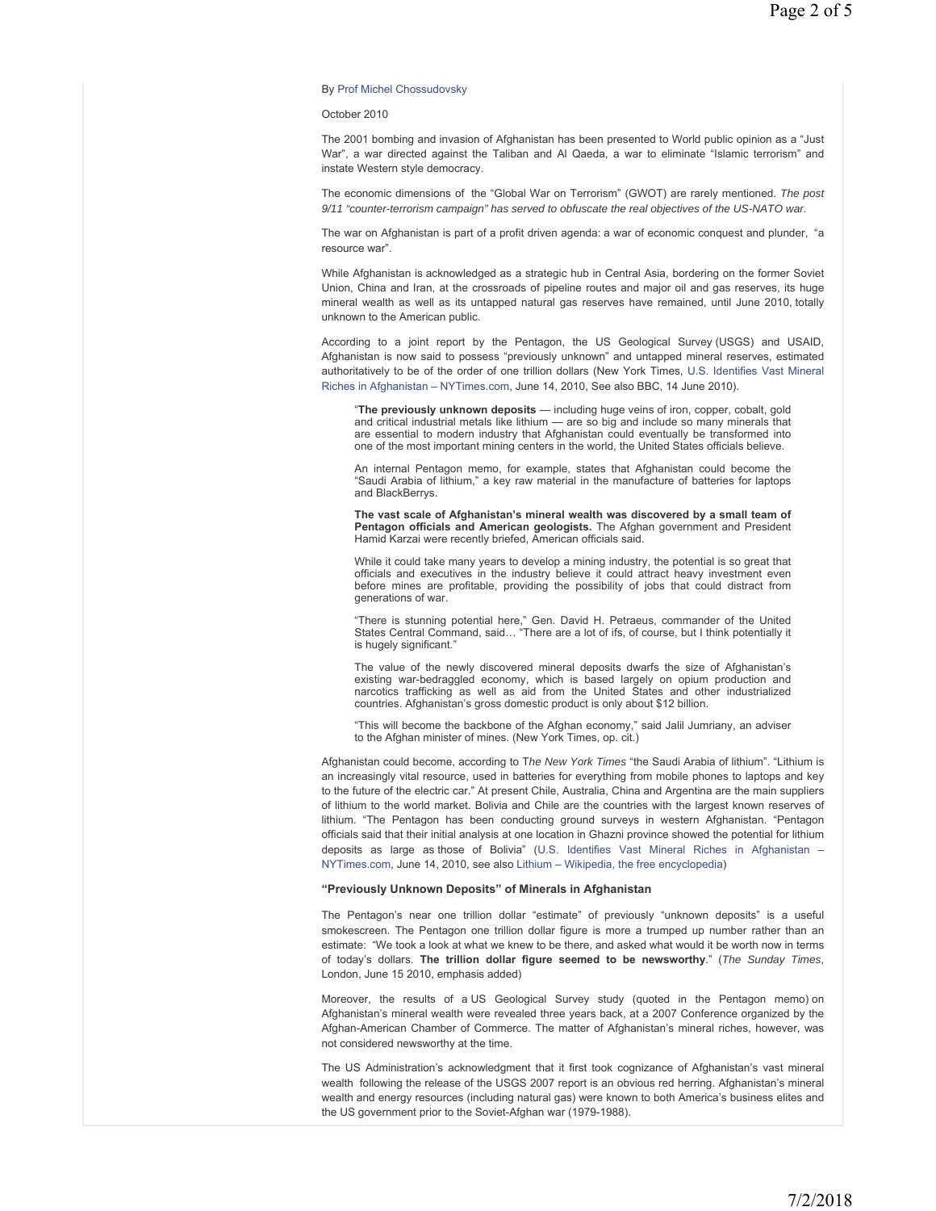By Prof Michel Chossudovsky

October 2010

The 2001 bombing and invasion of Afghanistan has been presented to World public opinion as a "Just War", a war directed against the Taliban and Al Qaeda, a war to eliminate "Islamic terrorism" and instate Western style democracy.

The economic dimensions of the "Global War on Terrorism" (GWOT) are rarely mentioned. *The post 9/11 "counter-terrorism campaign" has served to obfuscate the real objectives of the US-NATO war.*

The war on Afghanistan is part of a profit driven agenda: a war of economic conquest and plunder, "a resource war".

While Afghanistan is acknowledged as a strategic hub in Central Asia, bordering on the former Soviet Union, China and Iran, at the crossroads of pipeline routes and major oil and gas reserves, its huge mineral wealth as well as its untapped natural gas reserves have remained, until June 2010, totally unknown to the American public.

According to a joint report by the Pentagon, the US Geological Survey (USGS) and USAID, Afghanistan is now said to possess "previously unknown" and untapped mineral reserves, estimated authoritatively to be of the order of one trillion dollars (New York Times, U.S. Identifies Vast Mineral Riches in Afghanistan – NYTimes.com, June 14, 2010, See also BBC, 14 June 2010).

> "**The previously unknown deposits** — including huge veins of iron, copper, cobalt, gold and critical industrial metals like lithium — are so big and include so many minerals that are essential to modern industry that Afghanistan could eventually be transformed into one of the most important mining centers in the world, the United States officials believe.
>
> An internal Pentagon memo, for example, states that Afghanistan could become the "Saudi Arabia of lithium," a key raw material in the manufacture of batteries for laptops and BlackBerrys.
>
> **The vast scale of Afghanistan's mineral wealth was discovered by a small team of Pentagon officials and American geologists.** The Afghan government and President Hamid Karzai were recently briefed, American officials said.
>
> While it could take many years to develop a mining industry, the potential is so great that officials and executives in the industry believe it could attract heavy investment even before mines are profitable, providing the possibility of jobs that could distract from generations of war.
>
> "There is stunning potential here," Gen. David H. Petraeus, commander of the United States Central Command, said… "There are a lot of ifs, of course, but I think potentially it is hugely significant."
>
> The value of the newly discovered mineral deposits dwarfs the size of Afghanistan's existing war-bedraggled economy, which is based largely on opium production and narcotics trafficking as well as aid from the United States and other industrialized countries. Afghanistan's gross domestic product is only about $12 billion.
>
> "This will become the backbone of the Afghan economy," said Jalil Jumriany, an adviser to the Afghan minister of mines. (New York Times, op. cit.)

Afghanistan could become, according to T*he New York Times* "the Saudi Arabia of lithium". "Lithium is an increasingly vital resource, used in batteries for everything from mobile phones to laptops and key to the future of the electric car." At present Chile, Australia, China and Argentina are the main suppliers of lithium to the world market. Bolivia and Chile are the countries with the largest known reserves of lithium. "The Pentagon has been conducting ground surveys in western Afghanistan. "Pentagon officials said that their initial analysis at one location in Ghazni province showed the potential for lithium deposits as large as those of Bolivia" (U.S. Identifies Vast Mineral Riches in Afghanistan – NYTimes.com, June 14, 2010, see also Lithium – Wikipedia, the free encyclopedia)

### "Previously Unknown Deposits" of Minerals in Afghanistan

The Pentagon's near one trillion dollar "estimate" of previously "unknown deposits" is a useful smokescreen. The Pentagon one trillion dollar figure is more a trumped up number rather than an estimate: "We took a look at what we knew to be there, and asked what would it be worth now in terms of today's dollars. **The trillion dollar figure seemed to be newsworthy**." (*The Sunday Times*, London, June 15 2010, emphasis added)

Moreover, the results of a US Geological Survey study (quoted in the Pentagon memo) on Afghanistan's mineral wealth were revealed three years back, at a 2007 Conference organized by the Afghan-American Chamber of Commerce. The matter of Afghanistan's mineral riches, however, was not considered newsworthy at the time.

The US Administration's acknowledgment that it first took cognizance of Afghanistan's vast mineral wealth following the release of the USGS 2007 report is an obvious red herring. Afghanistan's mineral wealth and energy resources (including natural gas) were known to both America's business elites and the US government prior to the Soviet-Afghan war (1979-1988).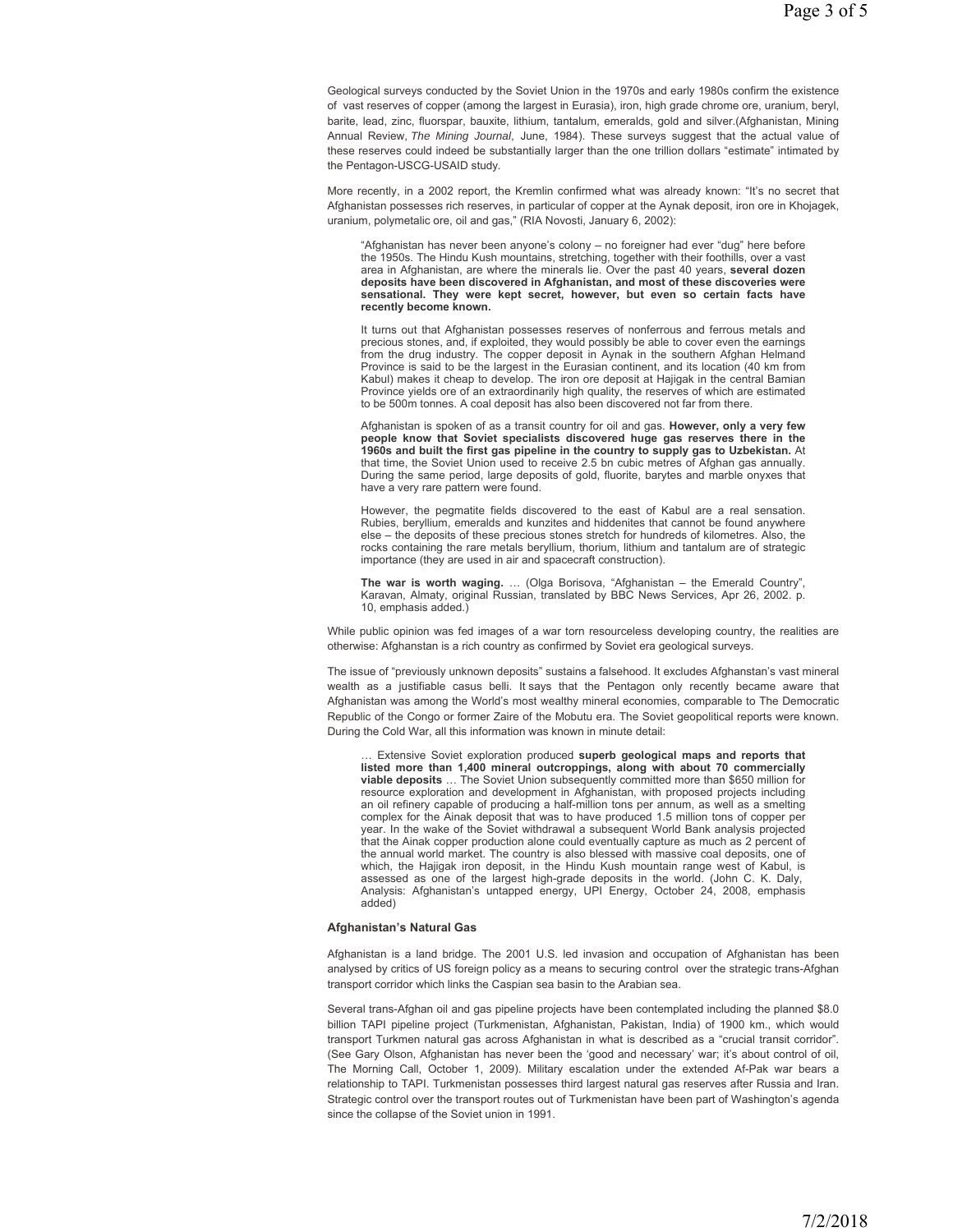Geological surveys conducted by the Soviet Union in the 1970s and early 1980s confirm the existence of vast reserves of copper (among the largest in Eurasia), iron, high grade chrome ore, uranium, beryl, barite, lead, zinc, fluorspar, bauxite, lithium, tantalum, emeralds, gold and silver.(Afghanistan, Mining Annual Review, *The Mining Journal*, June, 1984). These surveys suggest that the actual value of these reserves could indeed be substantially larger than the one trillion dollars "estimate" intimated by the Pentagon-USCG-USAID study.

More recently, in a 2002 report, the Kremlin confirmed what was already known: "It's no secret that Afghanistan possesses rich reserves, in particular of copper at the Aynak deposit, iron ore in Khojagek, uranium, polymetalic ore, oil and gas," (RIA Novosti, January 6, 2002):

> "Afghanistan has never been anyone's colony – no foreigner had ever "dug" here before the 1950s. The Hindu Kush mountains, stretching, together with their foothills, over a vast area in Afghanistan, are where the minerals lie. Over the past 40 years, **several dozen deposits have been discovered in Afghanistan, and most of these discoveries were sensational. They were kept secret, however, but even so certain facts have recently become known.**
>
> It turns out that Afghanistan possesses reserves of nonferrous and ferrous metals and precious stones, and, if exploited, they would possibly be able to cover even the earnings from the drug industry. The copper deposit in Aynak in the southern Afghan Helmand Province is said to be the largest in the Eurasian continent, and its location (40 km from Kabul) makes it cheap to develop. The iron ore deposit at Hajigak in the central Bamian Province yields ore of an extraordinarily high quality, the reserves of which are estimated to be 500m tonnes. A coal deposit has also been discovered not far from there.
>
> Afghanistan is spoken of as a transit country for oil and gas. **However, only a very few people know that Soviet specialists discovered huge gas reserves there in the 1960s and built the first gas pipeline in the country to supply gas to Uzbekistan.** At that time, the Soviet Union used to receive 2.5 bn cubic metres of Afghan gas annually. During the same period, large deposits of gold, fluorite, barytes and marble onyxes that have a very rare pattern were found.
>
> However, the pegmatite fields discovered to the east of Kabul are a real sensation. Rubies, beryllium, emeralds and kunzites and hiddenites that cannot be found anywhere else – the deposits of these precious stones stretch for hundreds of kilometres. Also, the rocks containing the rare metals beryllium, thorium, lithium and tantalum are of strategic importance (they are used in air and spacecraft construction).
>
> **The war is worth waging.** … (Olga Borisova, "Afghanistan – the Emerald Country", Karavan, Almaty, original Russian, translated by BBC News Services, Apr 26, 2002. p. 10, emphasis added.)

While public opinion was fed images of a war torn resourceless developing country, the realities are otherwise: Afghanstan is a rich country as confirmed by Soviet era geological surveys.

The issue of "previously unknown deposits" sustains a falsehood. It excludes Afghanstan's vast mineral wealth as a justifiable casus belli. It says that the Pentagon only recently became aware that Afghanistan was among the World's most wealthy mineral economies, comparable to The Democratic Republic of the Congo or former Zaire of the Mobutu era. The Soviet geopolitical reports were known. During the Cold War, all this information was known in minute detail:

> … Extensive Soviet exploration produced **superb geological maps and reports that listed more than 1,400 mineral outcroppings, along with about 70 commercially viable deposits** … The Soviet Union subsequently committed more than $650 million for resource exploration and development in Afghanistan, with proposed projects including an oil refinery capable of producing a half-million tons per annum, as well as a smelting complex for the Ainak deposit that was to have produced 1.5 million tons of copper per year. In the wake of the Soviet withdrawal a subsequent World Bank analysis projected that the Ainak copper production alone could eventually capture as much as 2 percent of the annual world market. The country is also blessed with massive coal deposits, one of which, the Hajigak iron deposit, in the Hindu Kush mountain range west of Kabul, is assessed as one of the largest high-grade deposits in the world. (John C. K. Daly, Analysis: Afghanistan's untapped energy, UPI Energy, October 24, 2008, emphasis added)

**Afghanistan's Natural Gas**

Afghanistan is a land bridge. The 2001 U.S. led invasion and occupation of Afghanistan has been analysed by critics of US foreign policy as a means to securing control over the strategic trans-Afghan transport corridor which links the Caspian sea basin to the Arabian sea.

Several trans-Afghan oil and gas pipeline projects have been contemplated including the planned $8.0 billion TAPI pipeline project (Turkmenistan, Afghanistan, Pakistan, India) of 1900 km., which would transport Turkmen natural gas across Afghanistan in what is described as a "crucial transit corridor". (See Gary Olson, Afghanistan has never been the 'good and necessary' war; it's about control of oil, The Morning Call, October 1, 2009). Military escalation under the extended Af-Pak war bears a relationship to TAPI. Turkmenistan possesses third largest natural gas reserves after Russia and Iran. Strategic control over the transport routes out of Turkmenistan have been part of Washington's agenda since the collapse of the Soviet union in 1991.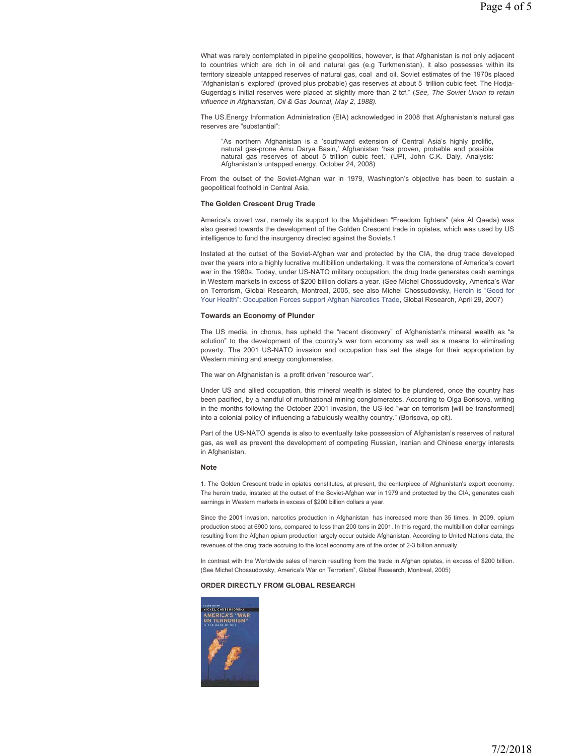What was rarely contemplated in pipeline geopolitics, however, is that Afghanistan is not only adjacent to countries which are rich in oil and natural gas (e.g Turkmenistan), it also possesses within its territory sizeable untapped reserves of natural gas, coal and oil. Soviet estimates of the 1970s placed "Afghanistan's 'explored' (proved plus probable) gas reserves at about 5 trillion cubic feet. The Hodja-Gugerdag's initial reserves were placed at slightly more than 2 tcf." (*See, The Soviet Union to retain influence in Afghanistan, Oil & Gas Journal, May 2, 1988).*

The US.Energy Information Administration (EIA) acknowledged in 2008 that Afghanistan's natural gas reserves are "substantial":

> "As northern Afghanistan is a 'southward extension of Central Asia's highly prolific, natural gas-prone Amu Darya Basin,' Afghanistan 'has proven, probable and possible natural gas reserves of about 5 trillion cubic feet.' (UPI, John C.K. Daly, Analysis: Afghanistan's untapped energy, October 24, 2008)

From the outset of the Soviet-Afghan war in 1979, Washington's objective has been to sustain a geopolitical foothold in Central Asia.

### The Golden Crescent Drug Trade

America's covert war, namely its support to the Mujahideen "Freedom fighters" (aka Al Qaeda) was also geared towards the development of the Golden Crescent trade in opiates, which was used by US intelligence to fund the insurgency directed against the Soviets.[1]

Instated at the outset of the Soviet-Afghan war and protected by the CIA, the drug trade developed over the years into a highly lucrative multibillion undertaking. It was the cornerstone of America's covert war in the 1980s. Today, under US-NATO military occupation, the drug trade generates cash earnings in Western markets in excess of $200 billion dollars a year. (See Michel Chossudovsky, America's War on Terrorism, Global Research, Montreal, 2005, see also Michel Chossudovsky, Heroin is "Good for Your Health": Occupation Forces support Afghan Narcotics Trade, Global Research, April 29, 2007)

### Towards an Economy of Plunder

The US media, in chorus, has upheld the "recent discovery" of Afghanistan's mineral wealth as "a solution" to the development of the country's war torn economy as well as a means to eliminating poverty. The 2001 US-NATO invasion and occupation has set the stage for their appropriation by Western mining and energy conglomerates.

The war on Afghanistan is a profit driven "resource war".

Under US and allied occupation, this mineral wealth is slated to be plundered, once the country has been pacified, by a handful of multinational mining conglomerates. According to Olga Borisova, writing in the months following the October 2001 invasion, the US-led "war on terrorism [will be transformed] into a colonial policy of influencing a fabulously wealthy country." (Borisova, op cit).

Part of the US-NATO agenda is also to eventually take possession of Afghanistan's reserves of natural gas, as well as prevent the development of competing Russian, Iranian and Chinese energy interests in Afghanistan.

### Note

1. The Golden Crescent trade in opiates constitutes, at present, the centerpiece of Afghanistan's export economy. The heroin trade, instated at the outset of the Soviet-Afghan war in 1979 and protected by the CIA, generates cash earnings in Western markets in excess of $200 billion dollars a year.

Since the 2001 invasion, narcotics production in Afghanistan has increased more than 35 times. In 2009, opium production stood at 6900 tons, compared to less than 200 tons in 2001. In this regard, the multibillion dollar earnings resulting from the Afghan opium production largely occur outside Afghanistan. According to United Nations data, the revenues of the drug trade accruing to the local economy are of the order of 2-3 billion annually.

In contrast with the Worldwide sales of heroin resulting from the trade in Afghan opiates, in excess of $200 billion. (See Michel Chossudovsky, America's War on Terrorism", Global Research, Montreal, 2005)

### ORDER DIRECTLY FROM GLOBAL RESEARCH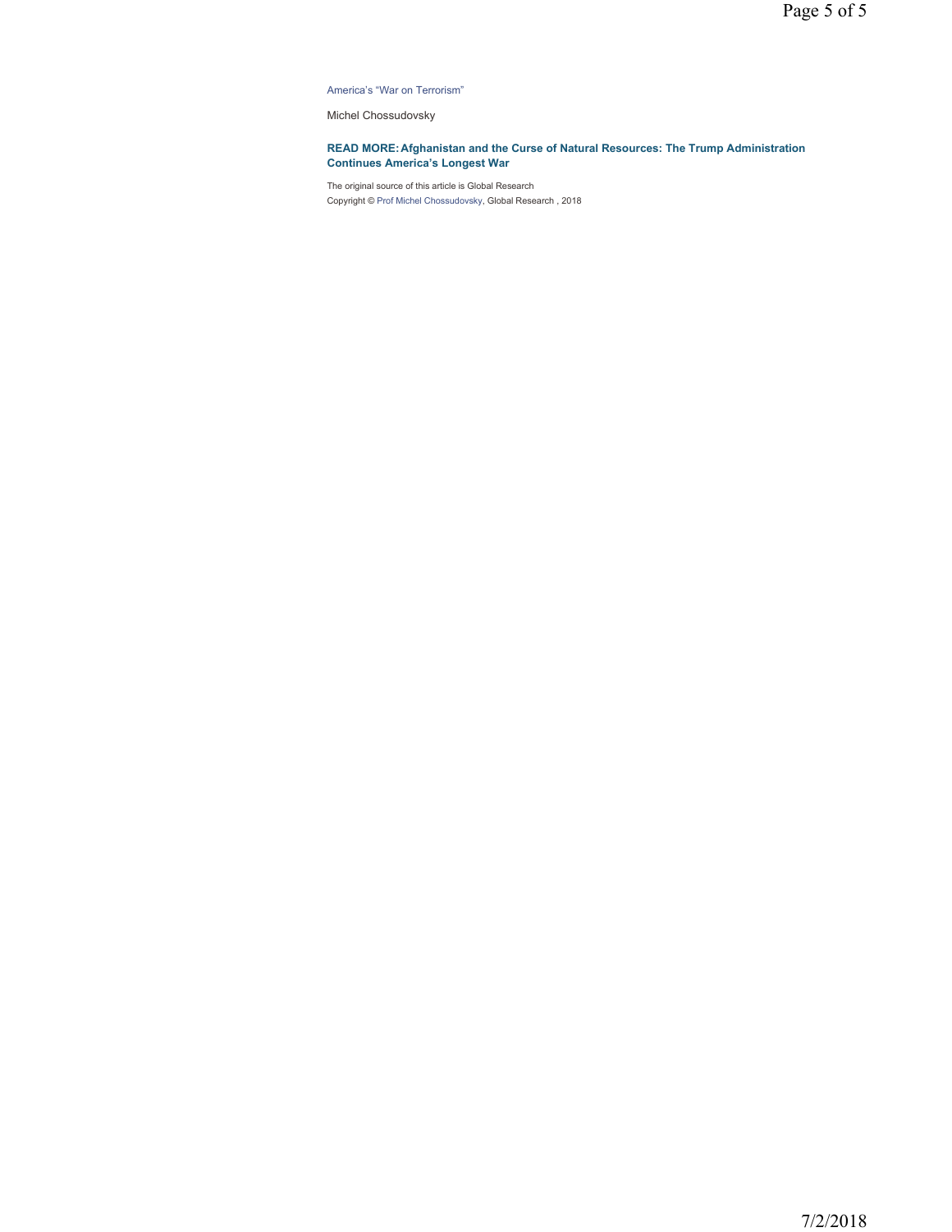America's "War on Terrorism"

Michel Chossudovsky

**READ MORE: Afghanistan and the Curse of Natural Resources: The Trump Administration Continues America's Longest War**

The original source of this article is Global Research
Copyright © Prof Michel Chossudovsky, Global Research , 2018